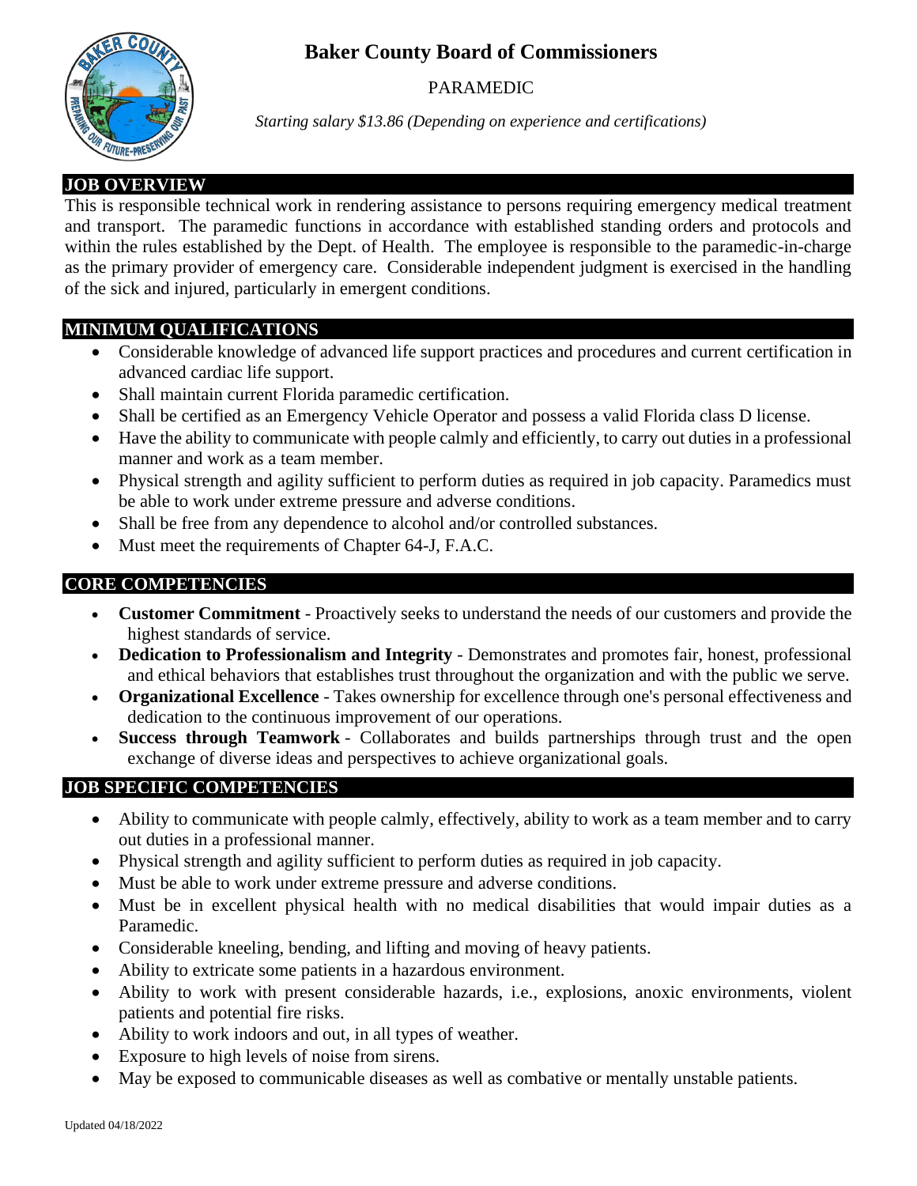# Baker County Board of Commissioners

PARAMEDIC

*Starting salary $13.86 (Depending on experience and certifications)*

## JOB OVERVIEW

This is responsible technical work in rendering assistance to persons requiring emergency medical treatment and transport. The paramedic functions in accordance with established standing orders and protocols and within the rules established by the Dept. of Health. The employee is responsible to the paramedic-in-charge as the primary provider of emergency care. Considerable independent judgment is exercised in the handling of the sick and injured, particularly in emergent conditions.

## MINIMUM QUALIFICATIONS

- Considerable knowledge of advanced life support practices and procedures and current certification in advanced cardiac life support.
- Shall maintain current Florida paramedic certification.
- Shall be certified as an Emergency Vehicle Operator and possess a valid Florida class D license.
- Have the ability to communicate with people calmly and efficiently, to carry out duties in a professional manner and work as a team member.
- Physical strength and agility sufficient to perform duties as required in job capacity. Paramedics must be able to work under extreme pressure and adverse conditions.
- Shall be free from any dependence to alcohol and/or controlled substances.
- Must meet the requirements of Chapter 64-J, F.A.C.

## CORE COMPETENCIES

- **Customer Commitment** - Proactively seeks to understand the needs of our customers and provide the highest standards of service.
- **Dedication to Professionalism and Integrity** - Demonstrates and promotes fair, honest, professional and ethical behaviors that establishes trust throughout the organization and with the public we serve.
- **Organizational Excellence** - Takes ownership for excellence through one's personal effectiveness and dedication to the continuous improvement of our operations.
- **Success through Teamwork** - Collaborates and builds partnerships through trust and the open exchange of diverse ideas and perspectives to achieve organizational goals.

## JOB SPECIFIC COMPETENCIES

- Ability to communicate with people calmly, effectively, ability to work as a team member and to carry out duties in a professional manner.
- Physical strength and agility sufficient to perform duties as required in job capacity.
- Must be able to work under extreme pressure and adverse conditions.
- Must be in excellent physical health with no medical disabilities that would impair duties as a Paramedic.
- Considerable kneeling, bending, and lifting and moving of heavy patients.
- Ability to extricate some patients in a hazardous environment.
- Ability to work with present considerable hazards, i.e., explosions, anoxic environments, violent patients and potential fire risks.
- Ability to work indoors and out, in all types of weather.
- Exposure to high levels of noise from sirens.
- May be exposed to communicable diseases as well as combative or mentally unstable patients.

Updated 04/18/2022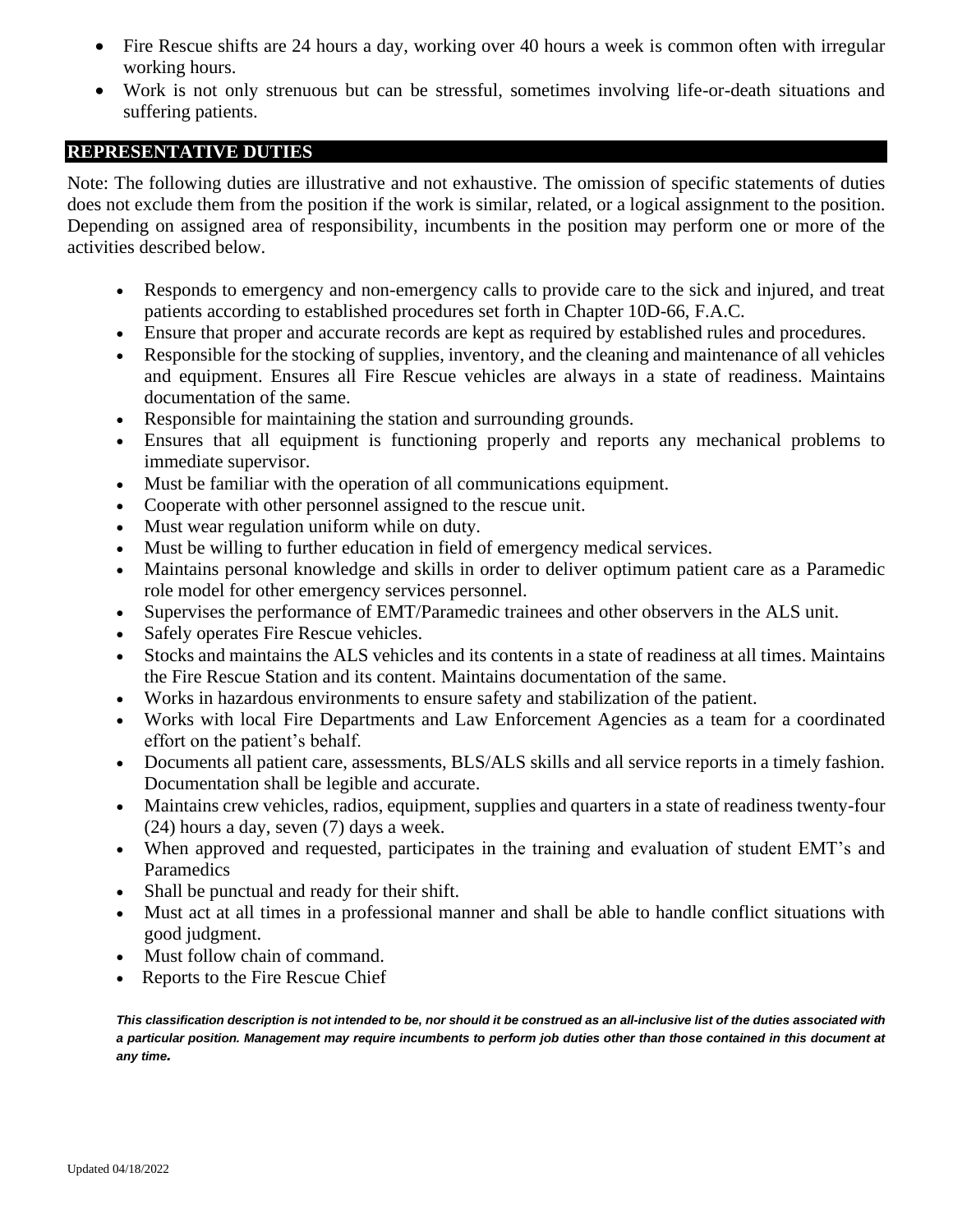- Fire Rescue shifts are 24 hours a day, working over 40 hours a week is common often with irregular working hours.
- Work is not only strenuous but can be stressful, sometimes involving life-or-death situations and suffering patients.

## REPRESENTATIVE DUTIES

Note: The following duties are illustrative and not exhaustive. The omission of specific statements of duties does not exclude them from the position if the work is similar, related, or a logical assignment to the position. Depending on assigned area of responsibility, incumbents in the position may perform one or more of the activities described below.

- Responds to emergency and non-emergency calls to provide care to the sick and injured, and treat patients according to established procedures set forth in Chapter 10D-66, F.A.C.
- Ensure that proper and accurate records are kept as required by established rules and procedures.
- Responsible for the stocking of supplies, inventory, and the cleaning and maintenance of all vehicles and equipment. Ensures all Fire Rescue vehicles are always in a state of readiness. Maintains documentation of the same.
- Responsible for maintaining the station and surrounding grounds.
- Ensures that all equipment is functioning properly and reports any mechanical problems to immediate supervisor.
- Must be familiar with the operation of all communications equipment.
- Cooperate with other personnel assigned to the rescue unit.
- Must wear regulation uniform while on duty.
- Must be willing to further education in field of emergency medical services.
- Maintains personal knowledge and skills in order to deliver optimum patient care as a Paramedic role model for other emergency services personnel.
- Supervises the performance of EMT/Paramedic trainees and other observers in the ALS unit.
- Safely operates Fire Rescue vehicles.
- Stocks and maintains the ALS vehicles and its contents in a state of readiness at all times. Maintains the Fire Rescue Station and its content. Maintains documentation of the same.
- Works in hazardous environments to ensure safety and stabilization of the patient.
- Works with local Fire Departments and Law Enforcement Agencies as a team for a coordinated effort on the patient's behalf.
- Documents all patient care, assessments, BLS/ALS skills and all service reports in a timely fashion. Documentation shall be legible and accurate.
- Maintains crew vehicles, radios, equipment, supplies and quarters in a state of readiness twenty-four (24) hours a day, seven (7) days a week.
- When approved and requested, participates in the training and evaluation of student EMT's and Paramedics
- Shall be punctual and ready for their shift.
- Must act at all times in a professional manner and shall be able to handle conflict situations with good judgment.
- Must follow chain of command.
- Reports to the Fire Rescue Chief

***This classification description is not intended to be, nor should it be construed as an all-inclusive list of the duties associated with a particular position. Management may require incumbents to perform job duties other than those contained in this document at any time.***

Updated 04/18/2022